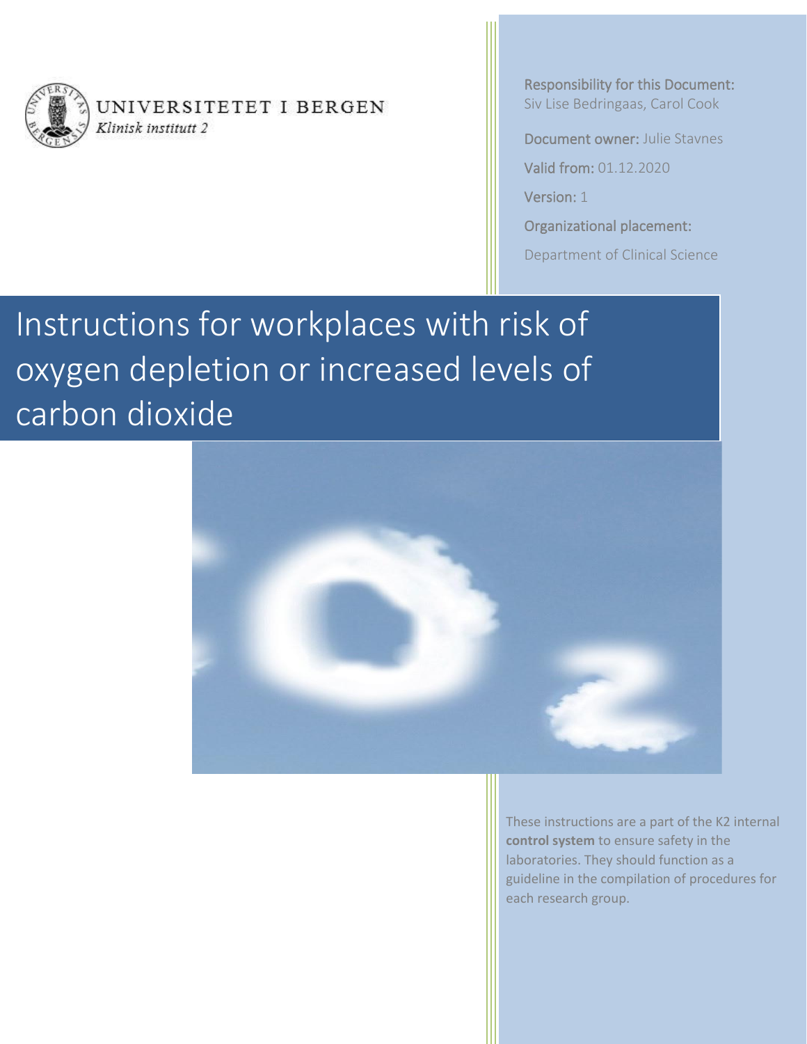UNIVERSITETET I BERGEN

*Klinisk institutt 2*

Responsibility for this Document: Siv Lise Bedringaas, Carol Cook

Document owner: Julie Stavnes

Valid from: 01.12.2020

Version: 1

Organizational placement:

Department of Clinical Science

# Instructions for workplaces with risk of oxygen depletion or increased levels of carbon dioxide

These instructions are a part of the K2 internal **control system** to ensure safety in the laboratories. They should function as a guideline in the compilation of procedures for each research group.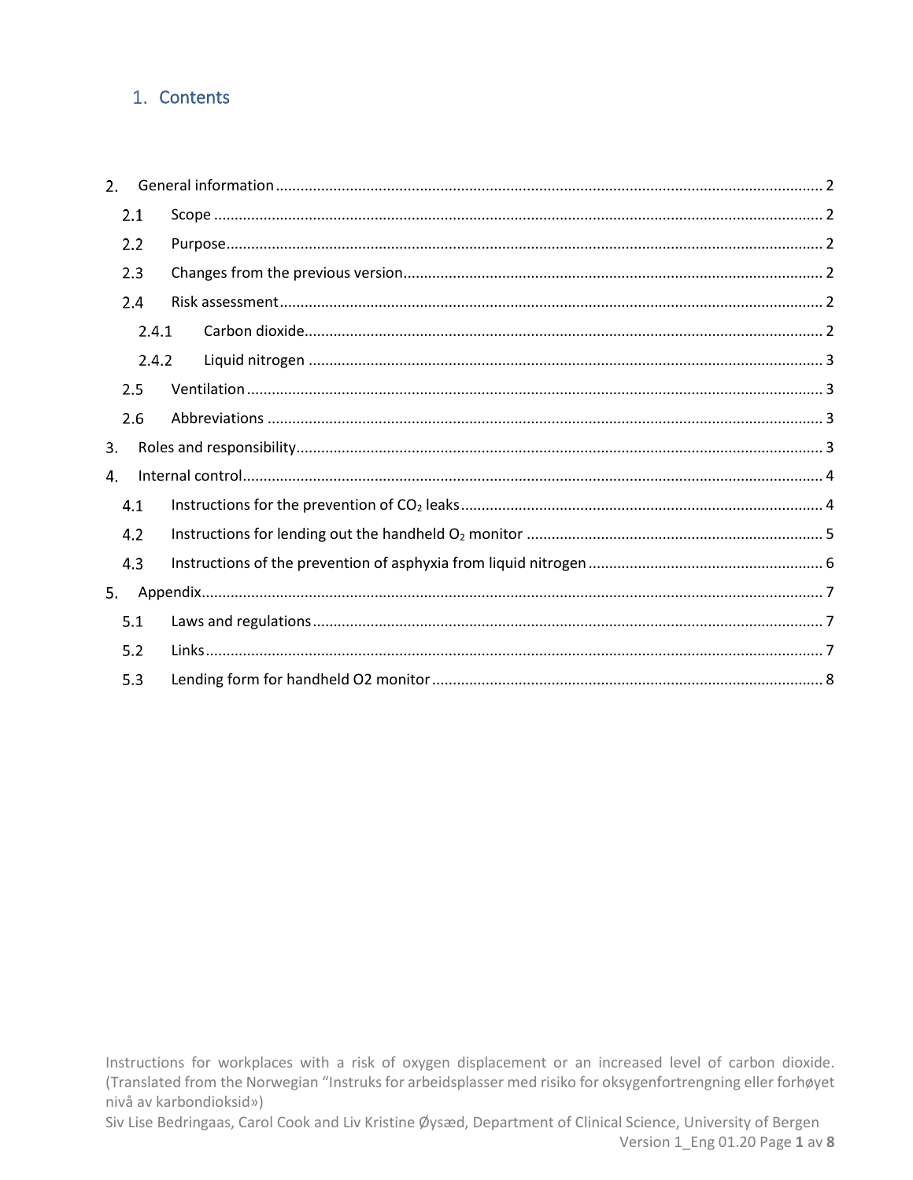# 1. Contents

2. General information ........................................................................................................................ 2
   - 2.1 Scope ....................................................................................................................................... 2
   - 2.2 Purpose ................................................................................................................................... 2
   - 2.3 Changes from the previous version ........................................................................................ 2
   - 2.4 Risk assessment ...................................................................................................................... 2
     - 2.4.1 Carbon dioxide ................................................................................................................ 2
     - 2.4.2 Liquid nitrogen ............................................................................................................... 3
   - 2.5 Ventilation ............................................................................................................................... 3
   - 2.6 Abbreviations .......................................................................................................................... 3
3. Roles and responsibility ................................................................................................................... 3
4. Internal control ................................................................................................................................ 4
   - 4.1 Instructions for the prevention of $CO_2$ leaks ....................................................................... 4
   - 4.2 Instructions for lending out the handheld $O_2$ monitor ........................................................ 5
   - 4.3 Instructions of the prevention of asphyxia from liquid nitrogen ............................................ 6
5. Appendix .......................................................................................................................................... 7
   - 5.1 Laws and regulations .............................................................................................................. 7
   - 5.2 Links ........................................................................................................................................ 7
   - 5.3 Lending form for handheld O2 monitor .................................................................................. 8

Instructions for workplaces with a risk of oxygen displacement or an increased level of carbon dioxide. (Translated from the Norwegian "Instruks for arbeidsplasser med risiko for oksygenfortrengning eller forhøyet nivå av karbondioksid»)

Siv Lise Bedringaas, Carol Cook and Liv Kristine Øysæd, Department of Clinical Science, University of Bergen

Version 1_Eng 01.20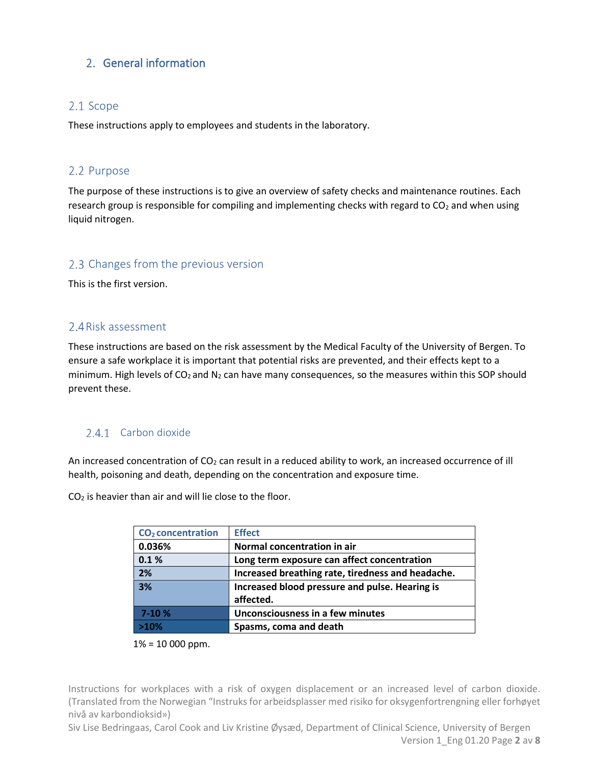## 2. General information

### 2.1 Scope

These instructions apply to employees and students in the laboratory.

### 2.2 Purpose

The purpose of these instructions is to give an overview of safety checks and maintenance routines. Each research group is responsible for compiling and implementing checks with regard to $CO_2$ and when using liquid nitrogen.

### 2.3 Changes from the previous version

This is the first version.

### 2.4 Risk assessment

These instructions are based on the risk assessment by the Medical Faculty of the University of Bergen. To ensure a safe workplace it is important that potential risks are prevented, and their effects kept to a minimum. High levels of $CO_2$ and $N_2$ can have many consequences, so the measures within this SOP should prevent these.

#### 2.4.1 Carbon dioxide

An increased concentration of $CO_2$ can result in a reduced ability to work, an increased occurrence of ill health, poisoning and death, depending on the concentration and exposure time.

$CO_2$ is heavier than air and will lie close to the floor.

| $CO_2$ concentration | Effect |
|---|---|
| **0.036%** | **Normal concentration in air** |
| **0.1 %** | **Long term exposure can affect concentration** |
| **2%** | **Increased breathing rate, tiredness and headache.** |
| **3%** | **Increased blood pressure and pulse. Hearing is affected.** |
| **7-10 %** | **Unconsciousness in a few minutes** |
| **>10%** | **Spasms, coma and death** |

1% = 10 000 ppm.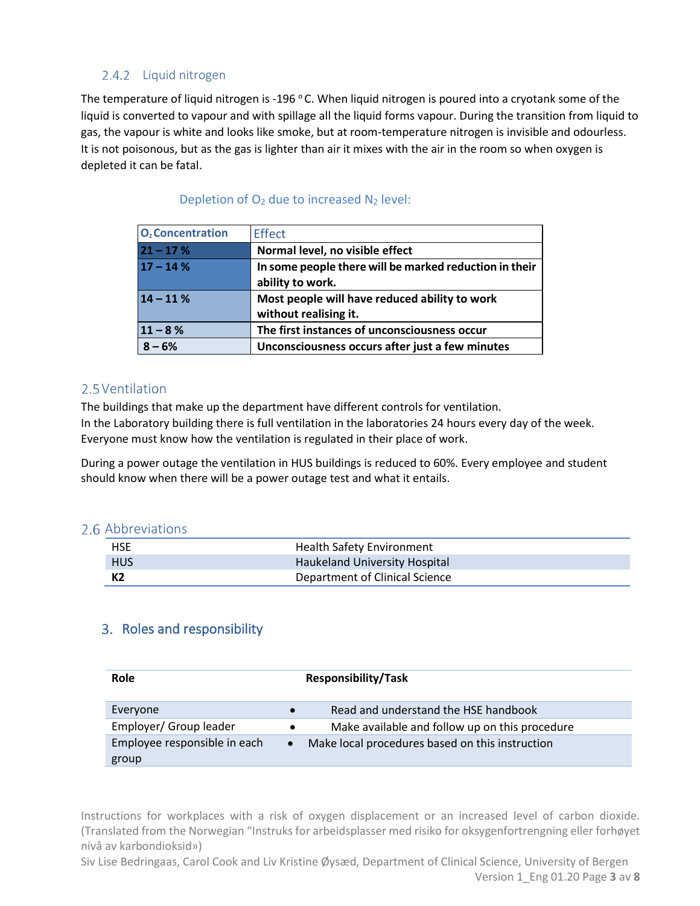### 2.4.2 Liquid nitrogen

The temperature of liquid nitrogen is -196 °C. When liquid nitrogen is poured into a cryotank some of the liquid is converted to vapour and with spillage all the liquid forms vapour. During the transition from liquid to gas, the vapour is white and looks like smoke, but at room-temperature nitrogen is invisible and odourless. It is not poisonous, but as the gas is lighter than air it mixes with the air in the room so when oxygen is depleted it can be fatal.

Depletion of $O_2$ due to increased $N_2$ level:

| $O_2$ Concentration | Effect |
|---|---|
| **21 – 17 %** | **Normal level, no visible effect** |
| **17 – 14 %** | **In some people there will be marked reduction in their ability to work.** |
| **14 – 11 %** | **Most people will have reduced ability to work without realising it.** |
| **11 – 8 %** | **The first instances of unconsciousness occur** |
| **8 – 6%** | **Unconsciousness occurs after just a few minutes** |

## 2.5 Ventilation

The buildings that make up the department have different controls for ventilation.
In the Laboratory building there is full ventilation in the laboratories 24 hours every day of the week.
Everyone must know how the ventilation is regulated in their place of work.

During a power outage the ventilation in HUS buildings is reduced to 60%. Every employee and student should know when there will be a power outage test and what it entails.

## 2.6 Abbreviations

| | |
|---|---|
| HSE | Health Safety Environment |
| HUS | Haukeland University Hospital |
| **K2** | Department of Clinical Science |

# 3. Roles and responsibility

| Role | Responsibility/Task |
|---|---|
| Everyone | • Read and understand the HSE handbook |
| Employer/ Group leader | • Make available and follow up on this procedure |
| Employee responsible in each group | • Make local procedures based on this instruction |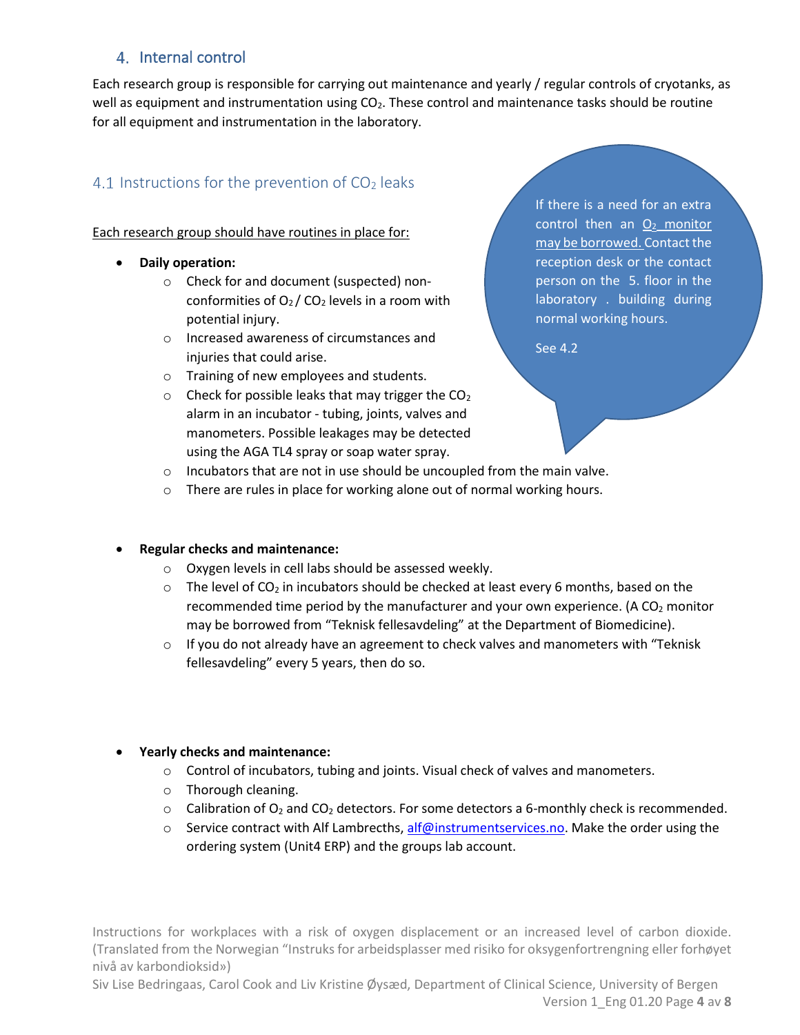## 4. Internal control

Each research group is responsible for carrying out maintenance and yearly / regular controls of cryotanks, as well as equipment and instrumentation using $CO_2$. These control and maintenance tasks should be routine for all equipment and instrumentation in the laboratory.

### 4.1 Instructions for the prevention of $CO_2$ leaks

Each research group should have routines in place for:

> If there is a need for an extra control then an $O_2$ monitor may be borrowed. Contact the reception desk or the contact person on the 5. floor in the laboratory . building during normal working hours.
>
> See 4.2

- **Daily operation:**
  - Check for and document (suspected) non-conformities of $O_2$ / $CO_2$ levels in a room with potential injury.
  - Increased awareness of circumstances and injuries that could arise.
  - Training of new employees and students.
  - Check for possible leaks that may trigger the $CO_2$ alarm in an incubator - tubing, joints, valves and manometers. Possible leakages may be detected using the AGA TL4 spray or soap water spray.
  - Incubators that are not in use should be uncoupled from the main valve.
  - There are rules in place for working alone out of normal working hours.

- **Regular checks and maintenance:**
  - Oxygen levels in cell labs should be assessed weekly.
  - The level of $CO_2$ in incubators should be checked at least every 6 months, based on the recommended time period by the manufacturer and your own experience. (A $CO_2$ monitor may be borrowed from "Teknisk fellesavdeling" at the Department of Biomedicine).
  - If you do not already have an agreement to check valves and manometers with "Teknisk fellesavdeling" every 5 years, then do so.

- **Yearly checks and maintenance:**
  - Control of incubators, tubing and joints. Visual check of valves and manometers.
  - Thorough cleaning.
  - Calibration of $O_2$ and $CO_2$ detectors. For some detectors a 6-monthly check is recommended.
  - Service contract with Alf Lambrecths, alf@instrumentservices.no. Make the order using the ordering system (Unit4 ERP) and the groups lab account.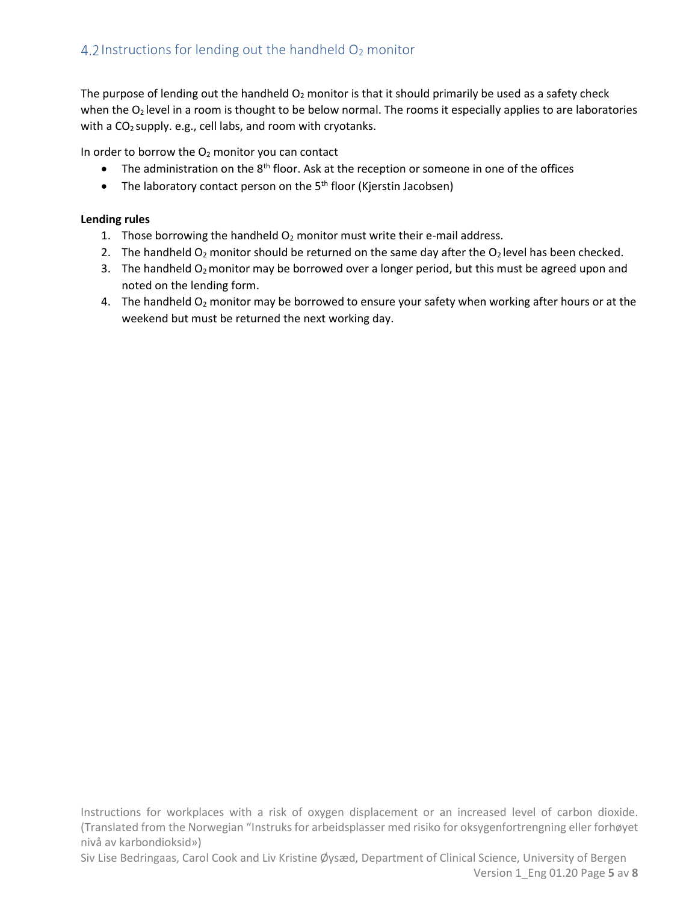## 4.2 Instructions for lending out the handheld $O_2$ monitor

The purpose of lending out the handheld $O_2$ monitor is that it should primarily be used as a safety check when the $O_2$ level in a room is thought to be below normal. The rooms it especially applies to are laboratories with a $CO_2$ supply. e.g., cell labs, and room with cryotanks.

In order to borrow the $O_2$ monitor you can contact

- The administration on the 8th floor. Ask at the reception or someone in one of the offices
- The laboratory contact person on the 5th floor (Kjerstin Jacobsen)

**Lending rules**

1. Those borrowing the handheld $O_2$ monitor must write their e-mail address.
2. The handheld $O_2$ monitor should be returned on the same day after the $O_2$ level has been checked.
3. The handheld $O_2$ monitor may be borrowed over a longer period, but this must be agreed upon and noted on the lending form.
4. The handheld $O_2$ monitor may be borrowed to ensure your safety when working after hours or at the weekend but must be returned the next working day.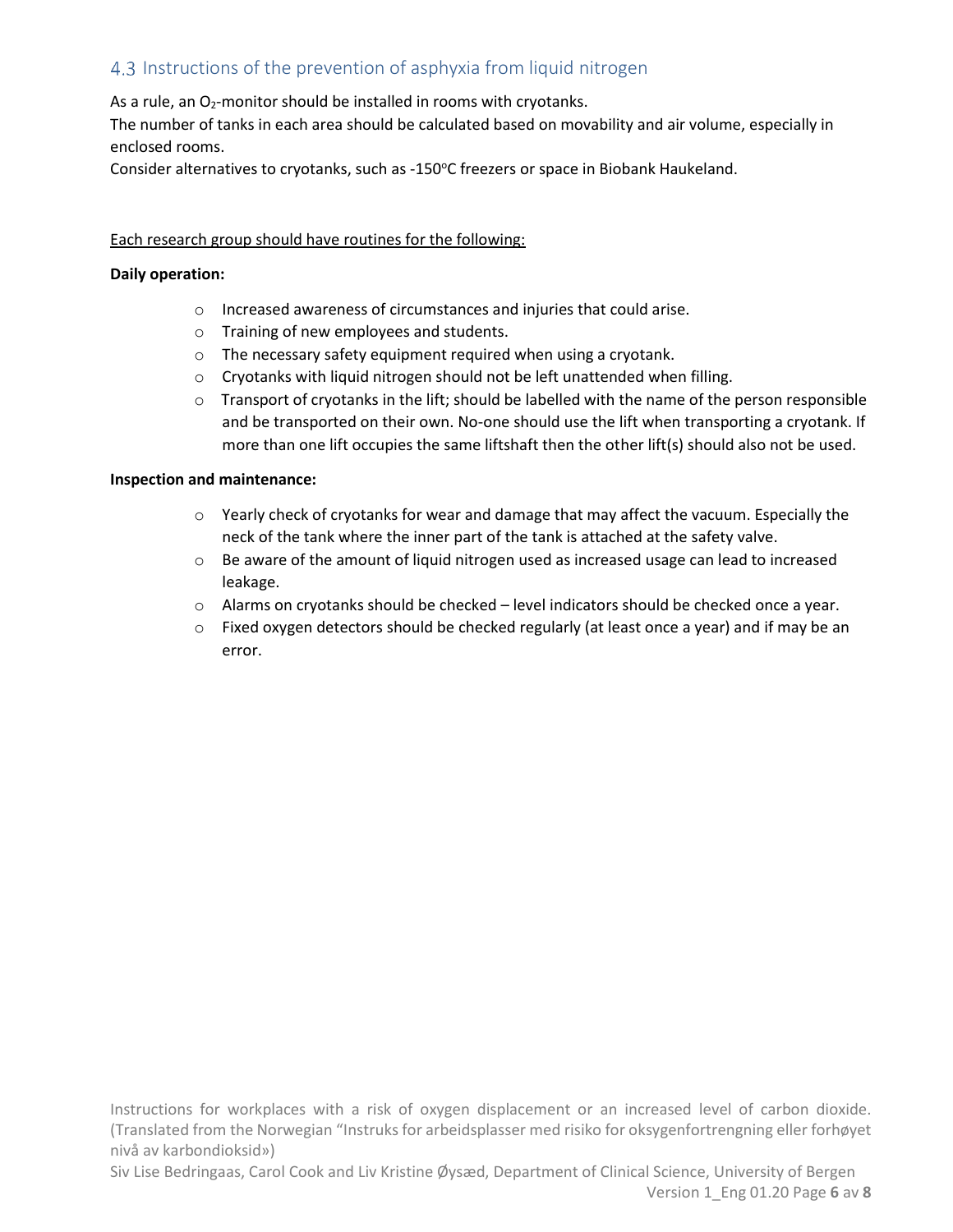## 4.3 Instructions of the prevention of asphyxia from liquid nitrogen

As a rule, an $O_2$-monitor should be installed in rooms with cryotanks.
The number of tanks in each area should be calculated based on movability and air volume, especially in enclosed rooms.
Consider alternatives to cryotanks, such as -150°C freezers or space in Biobank Haukeland.

Each research group should have routines for the following:

**Daily operation:**

- Increased awareness of circumstances and injuries that could arise.
- Training of new employees and students.
- The necessary safety equipment required when using a cryotank.
- Cryotanks with liquid nitrogen should not be left unattended when filling.
- Transport of cryotanks in the lift; should be labelled with the name of the person responsible and be transported on their own. No-one should use the lift when transporting a cryotank. If more than one lift occupies the same liftshaft then the other lift(s) should also not be used.

**Inspection and maintenance:**

- Yearly check of cryotanks for wear and damage that may affect the vacuum. Especially the neck of the tank where the inner part of the tank is attached at the safety valve.
- Be aware of the amount of liquid nitrogen used as increased usage can lead to increased leakage.
- Alarms on cryotanks should be checked – level indicators should be checked once a year.
- Fixed oxygen detectors should be checked regularly (at least once a year) and if may be an error.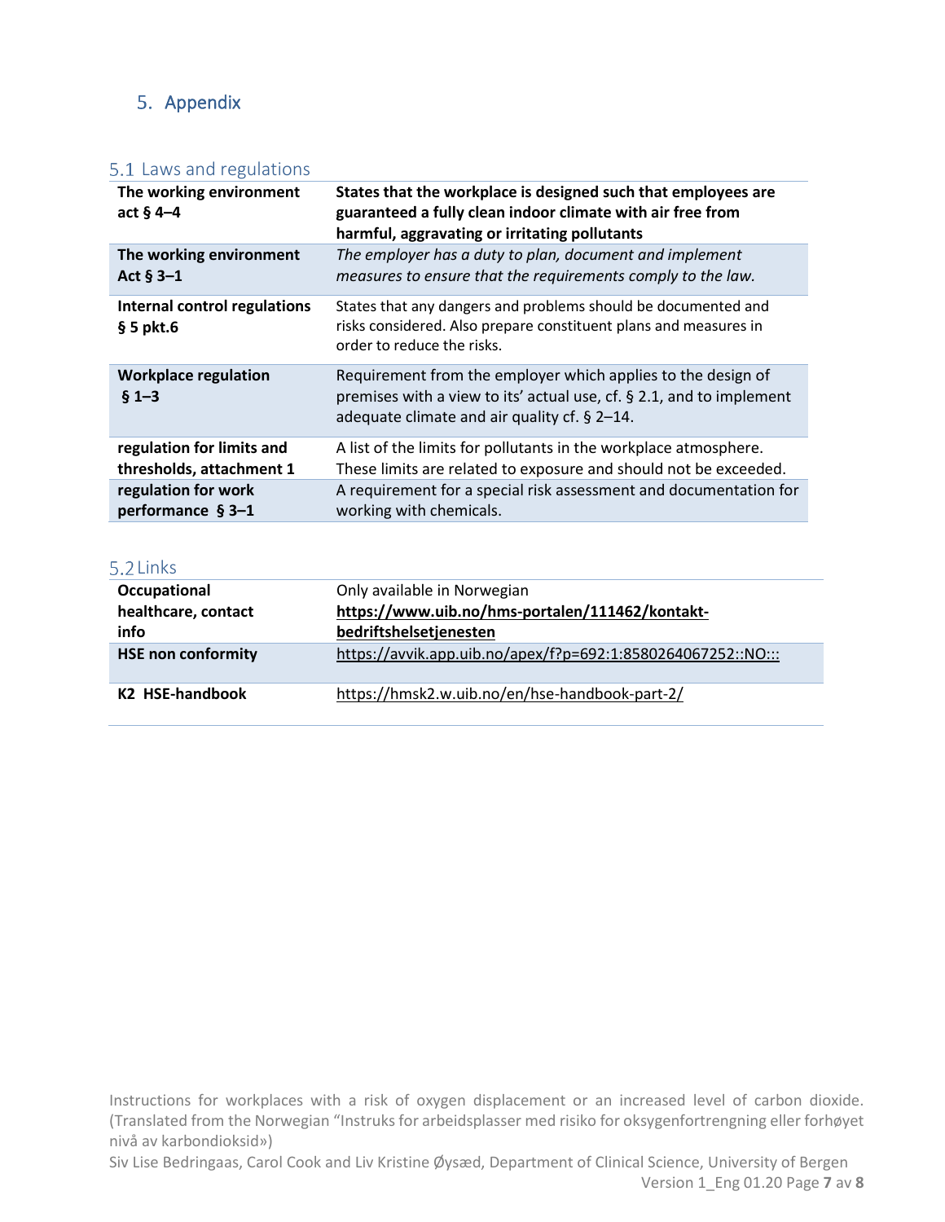# 5. Appendix

## 5.1 Laws and regulations

| | |
|---|---|
| **The working environment act § 4–4** | **States that the workplace is designed such that employees are guaranteed a fully clean indoor climate with air free from harmful, aggravating or irritating pollutants** |
| **The working environment Act § 3–1** | *The employer has a duty to plan, document and implement measures to ensure that the requirements comply to the law.* |
| **Internal control regulations § 5 pkt.6** | States that any dangers and problems should be documented and risks considered. Also prepare constituent plans and measures in order to reduce the risks. |
| **Workplace regulation § 1–3** | Requirement from the employer which applies to the design of premises with a view to its' actual use, cf. § 2.1, and to implement adequate climate and air quality cf. § 2–14. |
| **regulation for limits and thresholds, attachment 1** | A list of the limits for pollutants in the workplace atmosphere. These limits are related to exposure and should not be exceeded. |
| **regulation for work performance § 3–1** | A requirement for a special risk assessment and documentation for working with chemicals. |

## 5.2 Links

| | |
|---|---|
| **Occupational healthcare, contact info** | Only available in Norwegian **https://www.uib.no/hms-portalen/111462/kontakt-bedriftshelsetjenesten** |
| **HSE non conformity** | https://avvik.app.uib.no/apex/f?p=692:1:8580264067252::NO::: |
| **K2 HSE-handbook** | https://hmsk2.w.uib.no/en/hse-handbook-part-2/ |

Instructions for workplaces with a risk of oxygen displacement or an increased level of carbon dioxide. (Translated from the Norwegian "Instruks for arbeidsplasser med risiko for oksygenfortrengning eller forhøyet nivå av karbondioksid»)

Siv Lise Bedringaas, Carol Cook and Liv Kristine Øysæd, Department of Clinical Science, University of Bergen
Version 1_Eng 01.20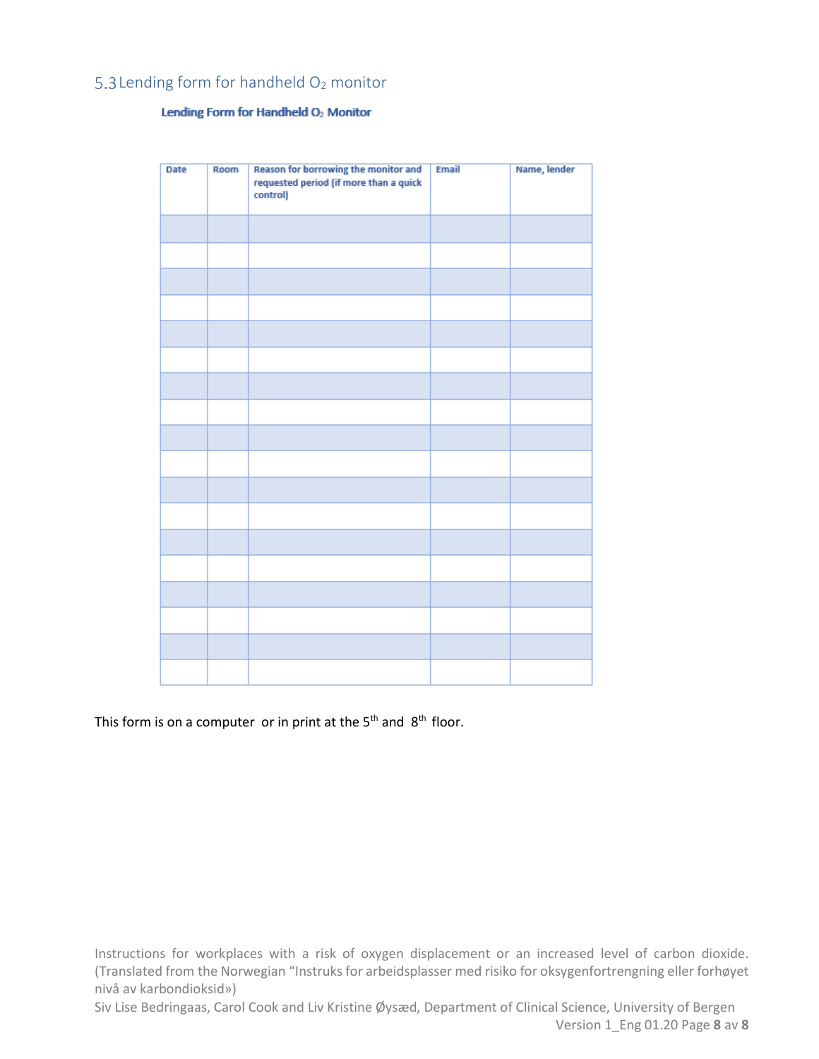## 5.3 Lending form for handheld $O_2$ monitor

**Lending Form for Handheld $O_2$ Monitor**

| Date | Room | Reason for borrowing the monitor and requested period (if more than a quick control) | Email | Name, lender |
|---|---|---|---|---|
| | | | | |
| | | | | |
| | | | | |
| | | | | |
| | | | | |
| | | | | |
| | | | | |
| | | | | |
| | | | | |
| | | | | |
| | | | | |
| | | | | |
| | | | | |
| | | | | |
| | | | | |
| | | | | |
| | | | | |
| | | | | |

This form is on a computer or in print at the 5th and 8th floor.